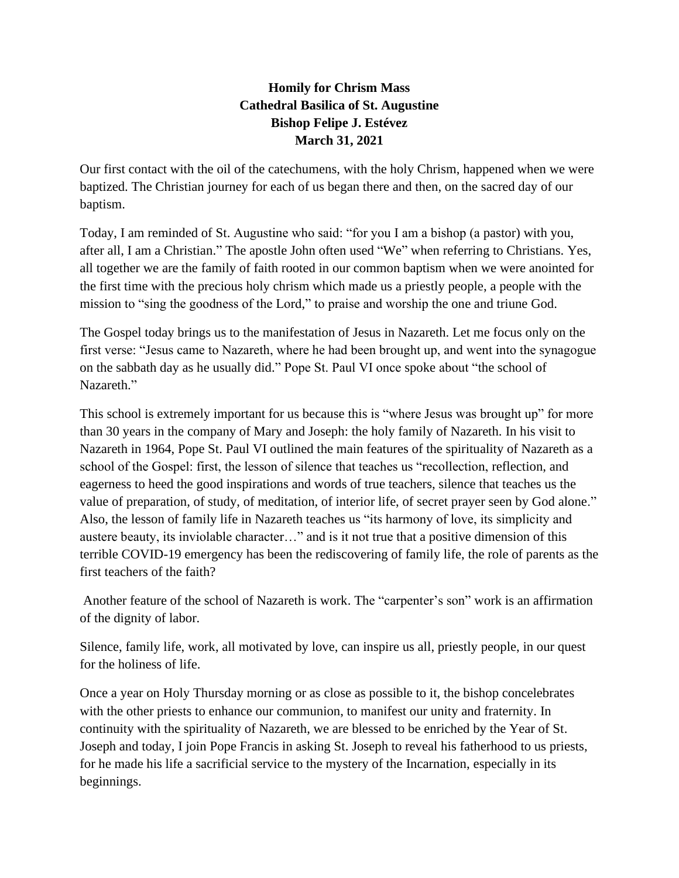**Homily for Chrism Mass**
**Cathedral Basilica of St. Augustine**
**Bishop Felipe J. Estévez**
**March 31, 2021**

Our first contact with the oil of the catechumens, with the holy Chrism, happened when we were baptized. The Christian journey for each of us began there and then, on the sacred day of our baptism.

Today, I am reminded of St. Augustine who said: "for you I am a bishop (a pastor) with you, after all, I am a Christian." The apostle John often used "We" when referring to Christians. Yes, all together we are the family of faith rooted in our common baptism when we were anointed for the first time with the precious holy chrism which made us a priestly people, a people with the mission to "sing the goodness of the Lord," to praise and worship the one and triune God.

The Gospel today brings us to the manifestation of Jesus in Nazareth. Let me focus only on the first verse: "Jesus came to Nazareth, where he had been brought up, and went into the synagogue on the sabbath day as he usually did." Pope St. Paul VI once spoke about "the school of Nazareth."

This school is extremely important for us because this is "where Jesus was brought up" for more than 30 years in the company of Mary and Joseph: the holy family of Nazareth. In his visit to Nazareth in 1964, Pope St. Paul VI outlined the main features of the spirituality of Nazareth as a school of the Gospel: first, the lesson of silence that teaches us "recollection, reflection, and eagerness to heed the good inspirations and words of true teachers, silence that teaches us the value of preparation, of study, of meditation, of interior life, of secret prayer seen by God alone." Also, the lesson of family life in Nazareth teaches us "its harmony of love, its simplicity and austere beauty, its inviolable character…" and is it not true that a positive dimension of this terrible COVID-19 emergency has been the rediscovering of family life, the role of parents as the first teachers of the faith?

Another feature of the school of Nazareth is work. The "carpenter's son" work is an affirmation of the dignity of labor.

Silence, family life, work, all motivated by love, can inspire us all, priestly people, in our quest for the holiness of life.

Once a year on Holy Thursday morning or as close as possible to it, the bishop concelebrates with the other priests to enhance our communion, to manifest our unity and fraternity. In continuity with the spirituality of Nazareth, we are blessed to be enriched by the Year of St. Joseph and today, I join Pope Francis in asking St. Joseph to reveal his fatherhood to us priests, for he made his life a sacrificial service to the mystery of the Incarnation, especially in its beginnings.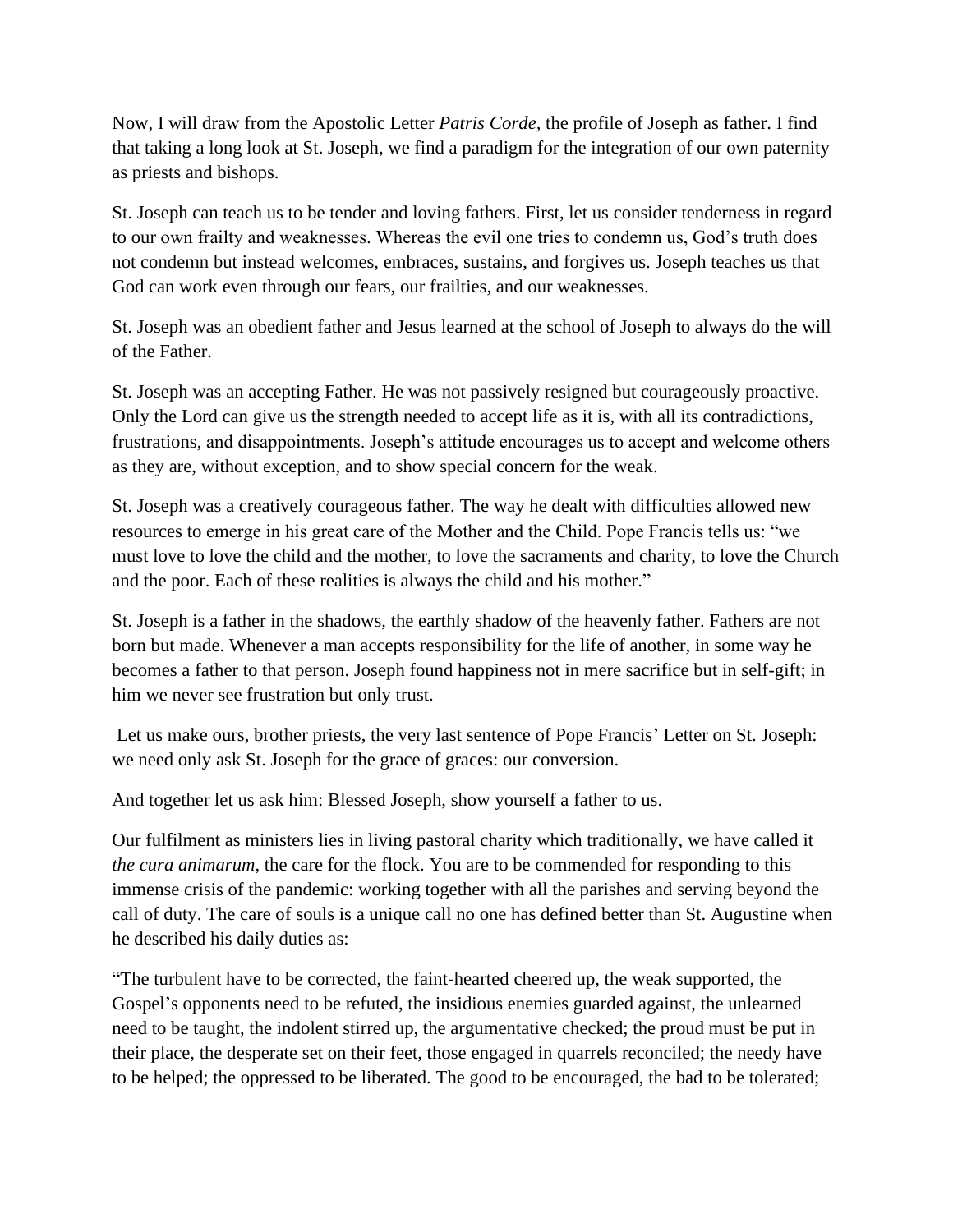Now, I will draw from the Apostolic Letter *Patris Corde,* the profile of Joseph as father. I find that taking a long look at St. Joseph, we find a paradigm for the integration of our own paternity as priests and bishops.

St. Joseph can teach us to be tender and loving fathers. First, let us consider tenderness in regard to our own frailty and weaknesses. Whereas the evil one tries to condemn us, God's truth does not condemn but instead welcomes, embraces, sustains, and forgives us. Joseph teaches us that God can work even through our fears, our frailties, and our weaknesses.

St. Joseph was an obedient father and Jesus learned at the school of Joseph to always do the will of the Father.

St. Joseph was an accepting Father. He was not passively resigned but courageously proactive. Only the Lord can give us the strength needed to accept life as it is, with all its contradictions, frustrations, and disappointments. Joseph's attitude encourages us to accept and welcome others as they are, without exception, and to show special concern for the weak.

St. Joseph was a creatively courageous father. The way he dealt with difficulties allowed new resources to emerge in his great care of the Mother and the Child. Pope Francis tells us: "we must love to love the child and the mother, to love the sacraments and charity, to love the Church and the poor. Each of these realities is always the child and his mother."

St. Joseph is a father in the shadows, the earthly shadow of the heavenly father. Fathers are not born but made. Whenever a man accepts responsibility for the life of another, in some way he becomes a father to that person. Joseph found happiness not in mere sacrifice but in self-gift; in him we never see frustration but only trust.

Let us make ours, brother priests, the very last sentence of Pope Francis' Letter on St. Joseph: we need only ask St. Joseph for the grace of graces: our conversion.

And together let us ask him: Blessed Joseph, show yourself a father to us.

Our fulfilment as ministers lies in living pastoral charity which traditionally, we have called it *the cura animarum*, the care for the flock. You are to be commended for responding to this immense crisis of the pandemic: working together with all the parishes and serving beyond the call of duty. The care of souls is a unique call no one has defined better than St. Augustine when he described his daily duties as:

"The turbulent have to be corrected, the faint-hearted cheered up, the weak supported, the Gospel's opponents need to be refuted, the insidious enemies guarded against, the unlearned need to be taught, the indolent stirred up, the argumentative checked; the proud must be put in their place, the desperate set on their feet, those engaged in quarrels reconciled; the needy have to be helped; the oppressed to be liberated. The good to be encouraged, the bad to be tolerated;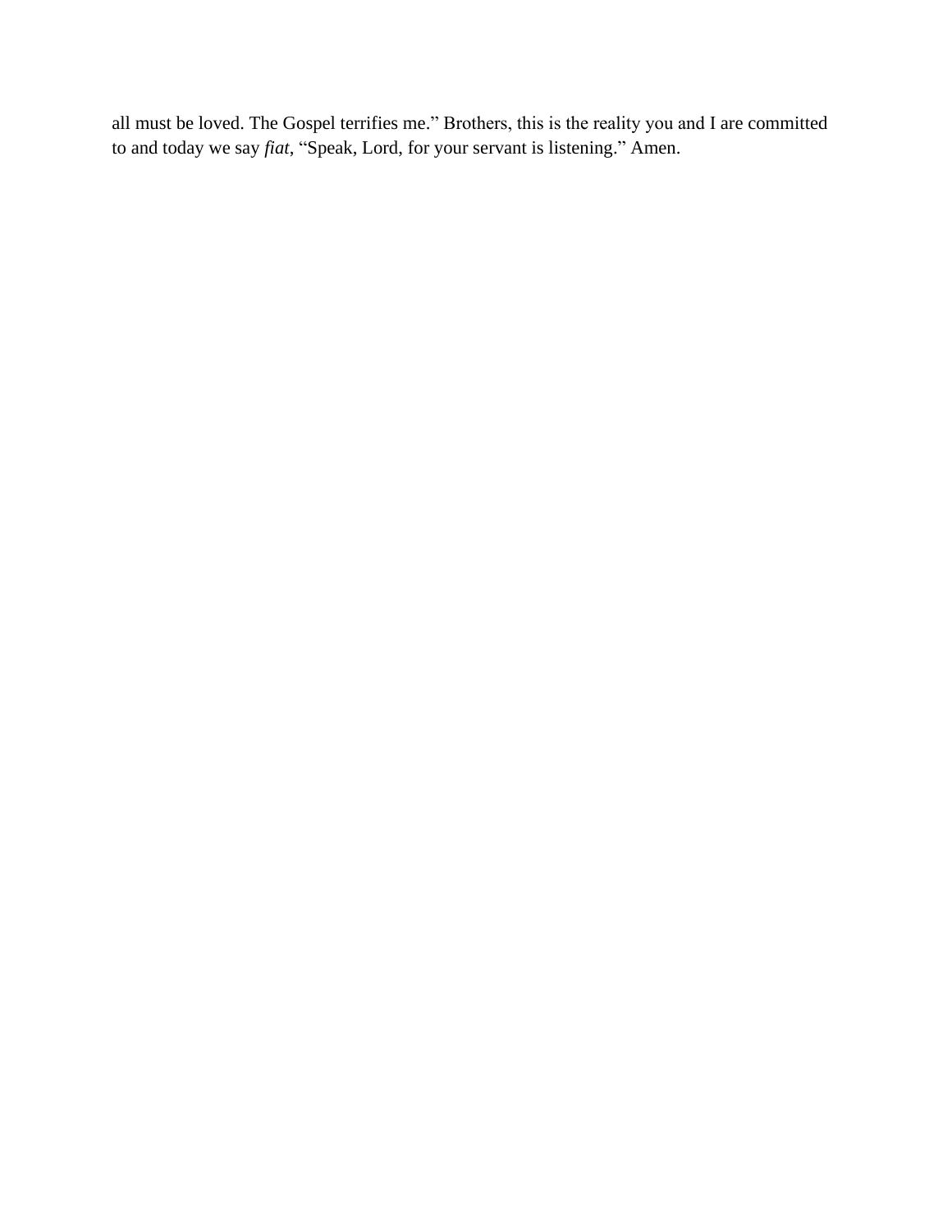all must be loved. The Gospel terrifies me." Brothers, this is the reality you and I are committed to and today we say *fiat*, "Speak, Lord, for your servant is listening." Amen.